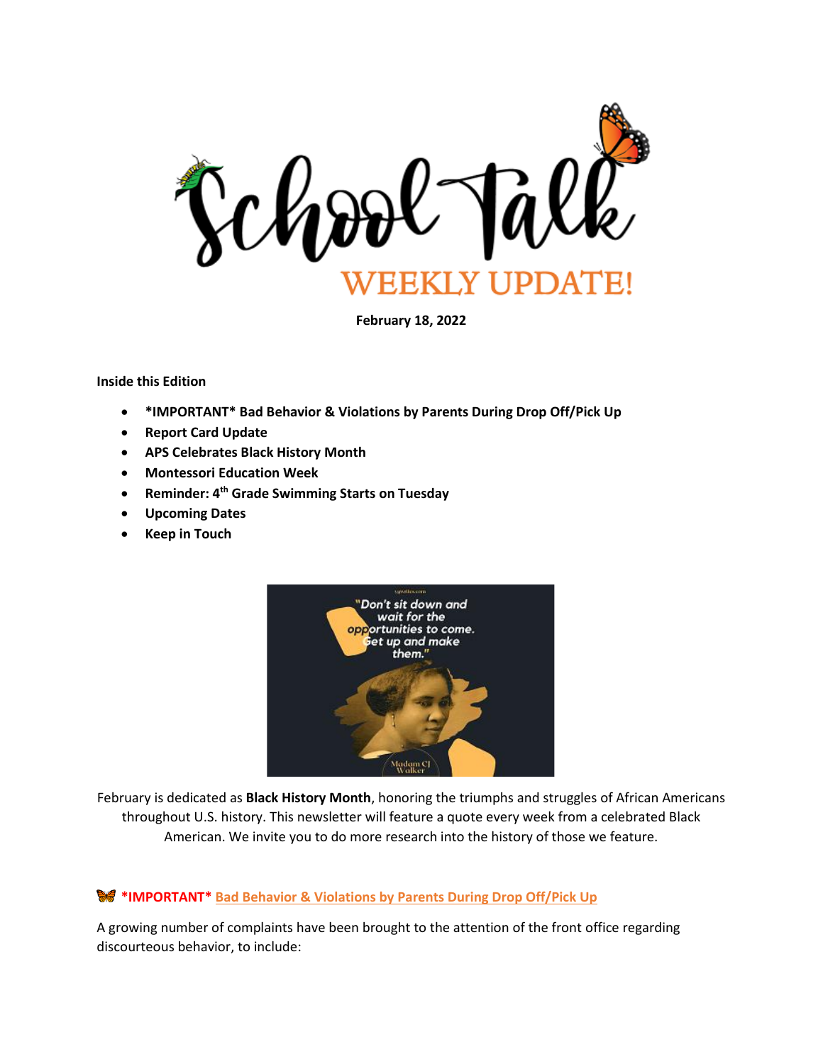# School Talk

## WEEKLY UPDATE!

**February 18, 2022**

**Inside this Edition**

- **\*IMPORTANT\* Bad Behavior & Violations by Parents During Drop Off/Pick Up**
- **Report Card Update**
- **APS Celebrates Black History Month**
- **Montessori Education Week**
- **Reminder: 4th Grade Swimming Starts on Tuesday**
- **Upcoming Dates**
- **Keep in Touch**

"Don't sit down and wait for the opportunities to come. Get up and make them."

Madam CJ Walker

February is dedicated as **Black History Month**, honoring the triumphs and struggles of African Americans throughout U.S. history. This newsletter will feature a quote every week from a celebrated Black American. We invite you to do more research into the history of those we feature.

### \*IMPORTANT\* Bad Behavior & Violations by Parents During Drop Off/Pick Up

A growing number of complaints have been brought to the attention of the front office regarding discourteous behavior, to include: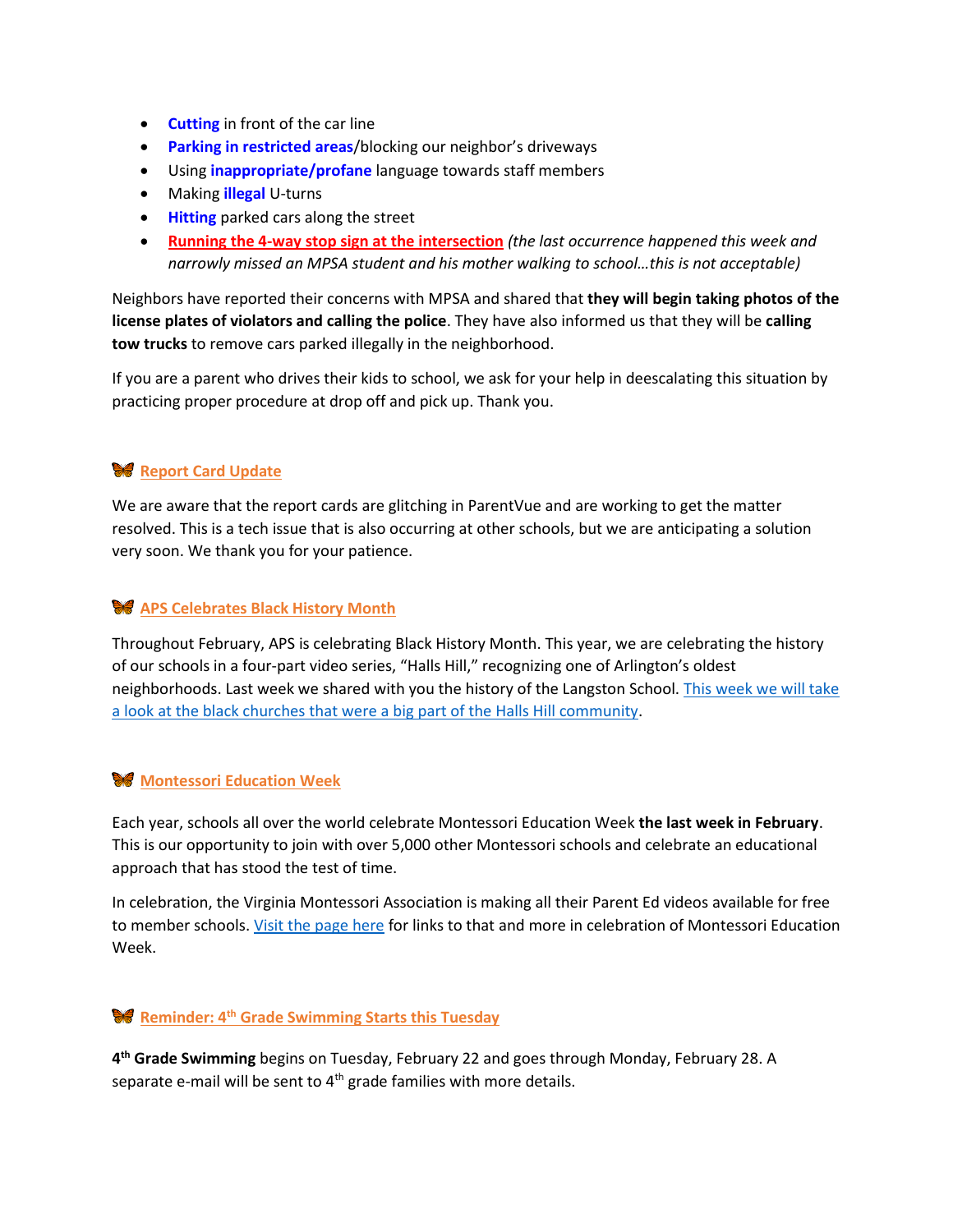- **Cutting** in front of the car line
- **Parking in restricted areas**/blocking our neighbor's driveways
- Using **inappropriate/profane** language towards staff members
- Making **illegal** U-turns
- **Hitting** parked cars along the street
- **Running the 4-way stop sign at the intersection** *(the last occurrence happened this week and narrowly missed an MPSA student and his mother walking to school…this is not acceptable)*

Neighbors have reported their concerns with MPSA and shared that **they will begin taking photos of the license plates of violators and calling the police**. They have also informed us that they will be **calling tow trucks** to remove cars parked illegally in the neighborhood.

If you are a parent who drives their kids to school, we ask for your help in deescalating this situation by practicing proper procedure at drop off and pick up. Thank you.

## Report Card Update

We are aware that the report cards are glitching in ParentVue and are working to get the matter resolved. This is a tech issue that is also occurring at other schools, but we are anticipating a solution very soon. We thank you for your patience.

## APS Celebrates Black History Month

Throughout February, APS is celebrating Black History Month. This year, we are celebrating the history of our schools in a four-part video series, "Halls Hill," recognizing one of Arlington's oldest neighborhoods. Last week we shared with you the history of the Langston School. This week we will take a look at the black churches that were a big part of the Halls Hill community.

## Montessori Education Week

Each year, schools all over the world celebrate Montessori Education Week **the last week in February**. This is our opportunity to join with over 5,000 other Montessori schools and celebrate an educational approach that has stood the test of time.

In celebration, the Virginia Montessori Association is making all their Parent Ed videos available for free to member schools. Visit the page here for links to that and more in celebration of Montessori Education Week.

## Reminder: 4th Grade Swimming Starts this Tuesday

**4th Grade Swimming** begins on Tuesday, February 22 and goes through Monday, February 28. A separate e-mail will be sent to 4th grade families with more details.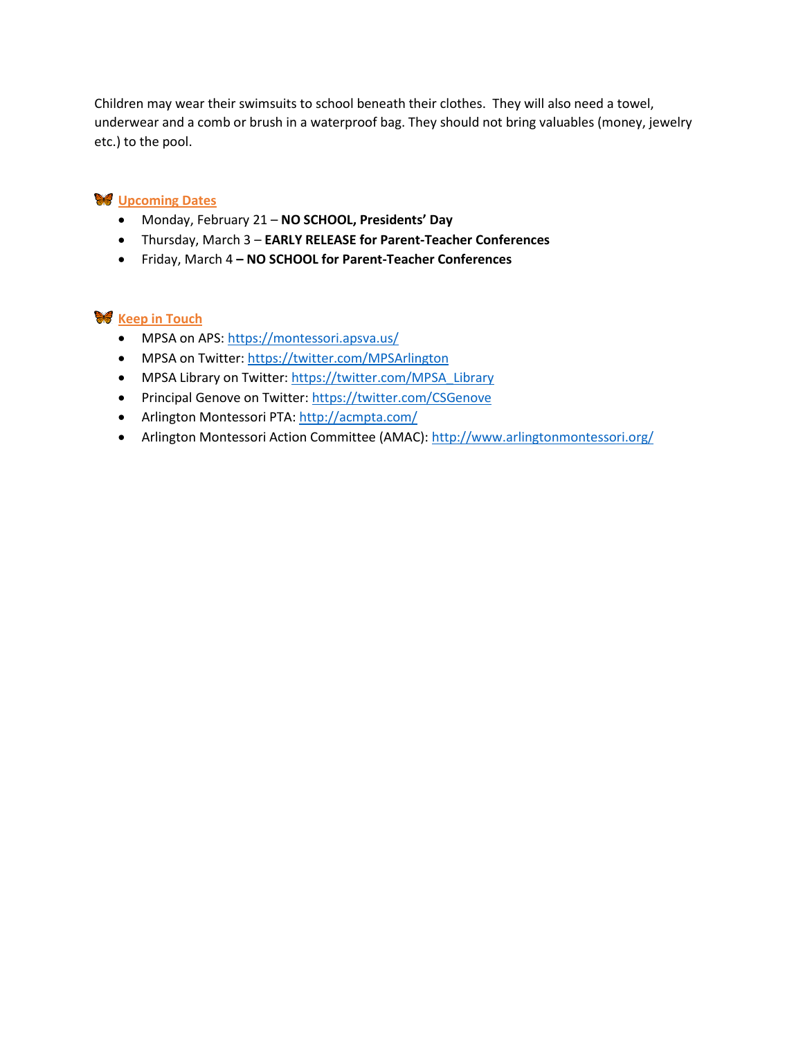Children may wear their swimsuits to school beneath their clothes. They will also need a towel, underwear and a comb or brush in a waterproof bag. They should not bring valuables (money, jewelry etc.) to the pool.

## Upcoming Dates

- Monday, February 21 – **NO SCHOOL, Presidents' Day**
- Thursday, March 3 – **EARLY RELEASE for Parent-Teacher Conferences**
- Friday, March 4 **– NO SCHOOL for Parent-Teacher Conferences**

## Keep in Touch

- MPSA on APS: https://montessori.apsva.us/
- MPSA on Twitter: https://twitter.com/MPSArlington
- MPSA Library on Twitter: https://twitter.com/MPSA_Library
- Principal Genove on Twitter: https://twitter.com/CSGenove
- Arlington Montessori PTA: http://acmpta.com/
- Arlington Montessori Action Committee (AMAC): http://www.arlingtonmontessori.org/